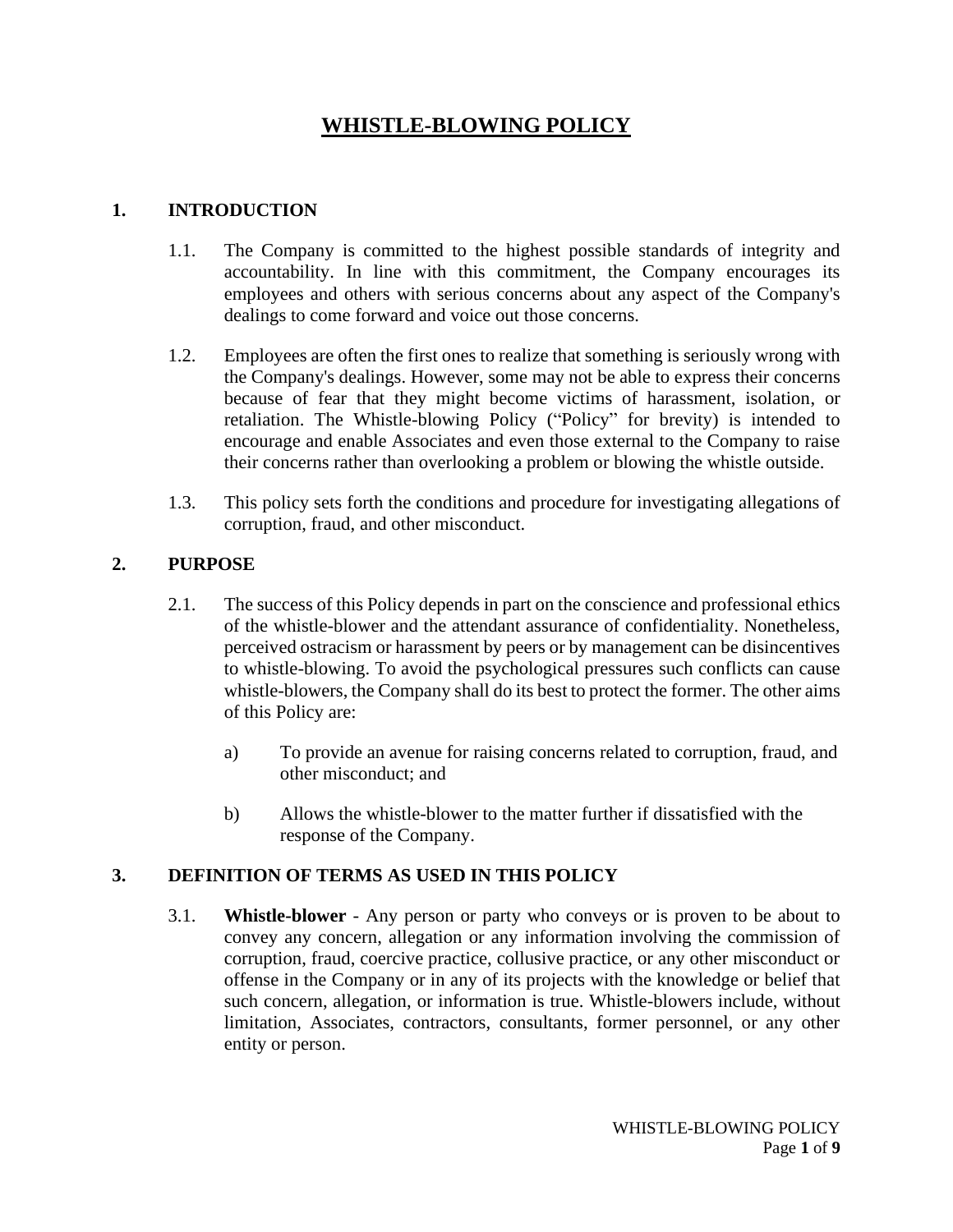# WHISTLE-BLOWING POLICY

## 1. INTRODUCTION

1.1. The Company is committed to the highest possible standards of integrity and accountability. In line with this commitment, the Company encourages its employees and others with serious concerns about any aspect of the Company's dealings to come forward and voice out those concerns.

1.2. Employees are often the first ones to realize that something is seriously wrong with the Company's dealings. However, some may not be able to express their concerns because of fear that they might become victims of harassment, isolation, or retaliation. The Whistle-blowing Policy ("Policy" for brevity) is intended to encourage and enable Associates and even those external to the Company to raise their concerns rather than overlooking a problem or blowing the whistle outside.

1.3. This policy sets forth the conditions and procedure for investigating allegations of corruption, fraud, and other misconduct.

## 2. PURPOSE

2.1. The success of this Policy depends in part on the conscience and professional ethics of the whistle-blower and the attendant assurance of confidentiality. Nonetheless, perceived ostracism or harassment by peers or by management can be disincentives to whistle-blowing. To avoid the psychological pressures such conflicts can cause whistle-blowers, the Company shall do its best to protect the former. The other aims of this Policy are:

a) To provide an avenue for raising concerns related to corruption, fraud, and other misconduct; and

b) Allows the whistle-blower to the matter further if dissatisfied with the response of the Company.

## 3. DEFINITION OF TERMS AS USED IN THIS POLICY

3.1. **Whistle-blower** - Any person or party who conveys or is proven to be about to convey any concern, allegation or any information involving the commission of corruption, fraud, coercive practice, collusive practice, or any other misconduct or offense in the Company or in any of its projects with the knowledge or belief that such concern, allegation, or information is true. Whistle-blowers include, without limitation, Associates, contractors, consultants, former personnel, or any other entity or person.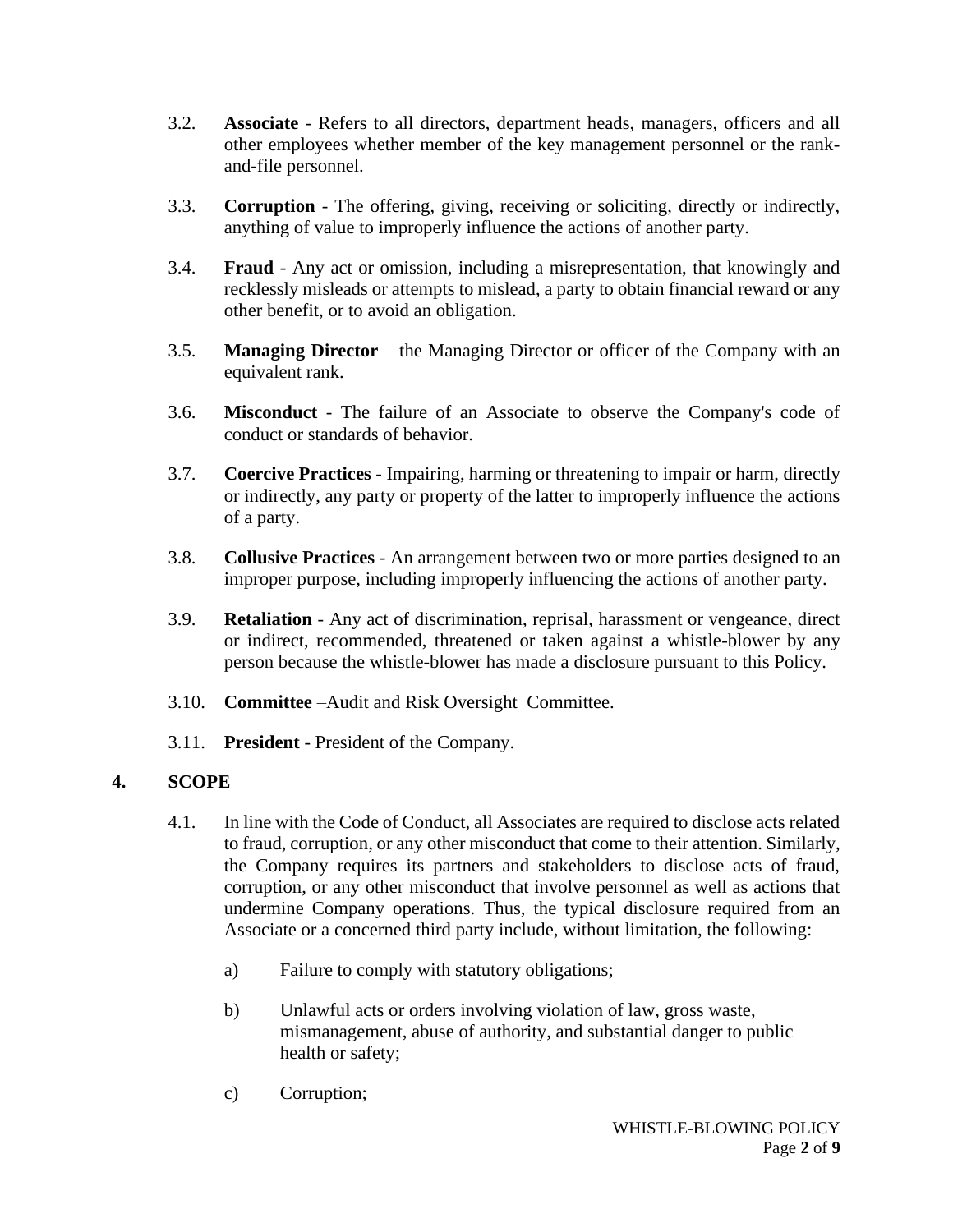3.2. **Associate** - Refers to all directors, department heads, managers, officers and all other employees whether member of the key management personnel or the rank-and-file personnel.

3.3. **Corruption** - The offering, giving, receiving or soliciting, directly or indirectly, anything of value to improperly influence the actions of another party.

3.4. **Fraud** - Any act or omission, including a misrepresentation, that knowingly and recklessly misleads or attempts to mislead, a party to obtain financial reward or any other benefit, or to avoid an obligation.

3.5. **Managing Director** – the Managing Director or officer of the Company with an equivalent rank.

3.6. **Misconduct** - The failure of an Associate to observe the Company's code of conduct or standards of behavior.

3.7. **Coercive Practices** - Impairing, harming or threatening to impair or harm, directly or indirectly, any party or property of the latter to improperly influence the actions of a party.

3.8. **Collusive Practices** - An arrangement between two or more parties designed to an improper purpose, including improperly influencing the actions of another party.

3.9. **Retaliation** - Any act of discrimination, reprisal, harassment or vengeance, direct or indirect, recommended, threatened or taken against a whistle-blower by any person because the whistle-blower has made a disclosure pursuant to this Policy.

3.10. **Committee** –Audit and Risk Oversight Committee.

3.11. **President** - President of the Company.

## 4. SCOPE

4.1. In line with the Code of Conduct, all Associates are required to disclose acts related to fraud, corruption, or any other misconduct that come to their attention. Similarly, the Company requires its partners and stakeholders to disclose acts of fraud, corruption, or any other misconduct that involve personnel as well as actions that undermine Company operations. Thus, the typical disclosure required from an Associate or a concerned third party include, without limitation, the following:

a) Failure to comply with statutory obligations;

b) Unlawful acts or orders involving violation of law, gross waste, mismanagement, abuse of authority, and substantial danger to public health or safety;

c) Corruption;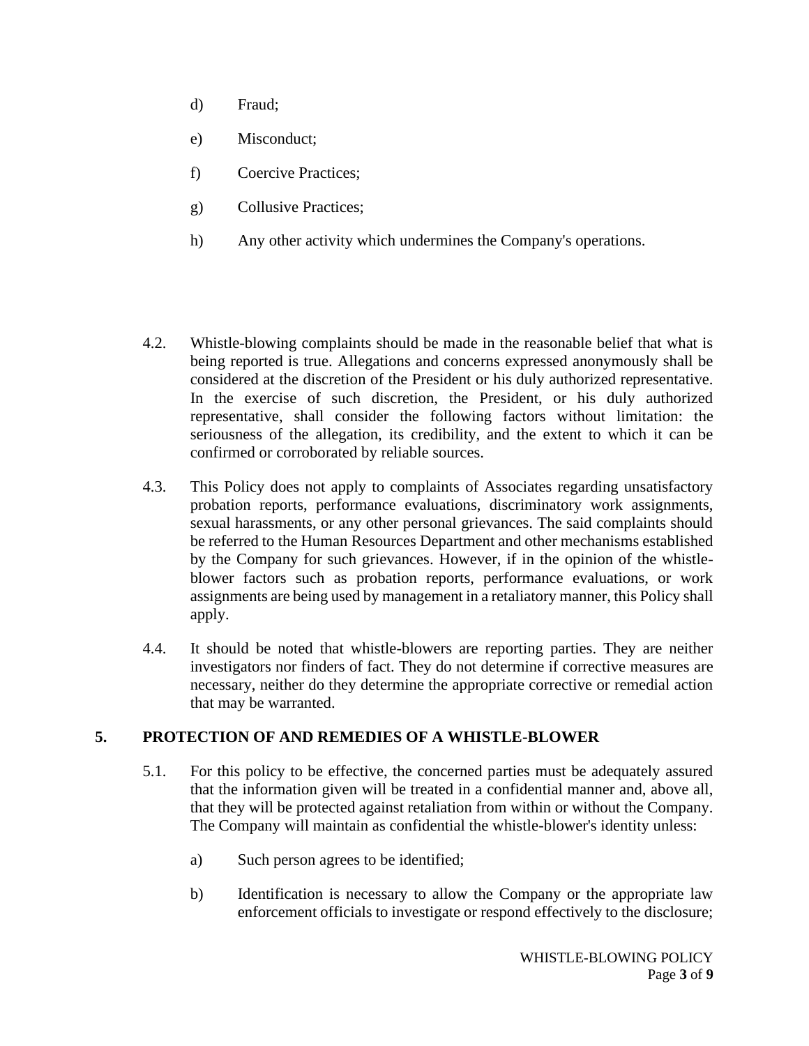d) Fraud;

e) Misconduct;

f) Coercive Practices;

g) Collusive Practices;

h) Any other activity which undermines the Company's operations.

4.2. Whistle-blowing complaints should be made in the reasonable belief that what is being reported is true. Allegations and concerns expressed anonymously shall be considered at the discretion of the President or his duly authorized representative. In the exercise of such discretion, the President, or his duly authorized representative, shall consider the following factors without limitation: the seriousness of the allegation, its credibility, and the extent to which it can be confirmed or corroborated by reliable sources.

4.3. This Policy does not apply to complaints of Associates regarding unsatisfactory probation reports, performance evaluations, discriminatory work assignments, sexual harassments, or any other personal grievances. The said complaints should be referred to the Human Resources Department and other mechanisms established by the Company for such grievances. However, if in the opinion of the whistle-blower factors such as probation reports, performance evaluations, or work assignments are being used by management in a retaliatory manner, this Policy shall apply.

4.4. It should be noted that whistle-blowers are reporting parties. They are neither investigators nor finders of fact. They do not determine if corrective measures are necessary, neither do they determine the appropriate corrective or remedial action that may be warranted.

## 5. PROTECTION OF AND REMEDIES OF A WHISTLE-BLOWER

5.1. For this policy to be effective, the concerned parties must be adequately assured that the information given will be treated in a confidential manner and, above all, that they will be protected against retaliation from within or without the Company. The Company will maintain as confidential the whistle-blower's identity unless:

a) Such person agrees to be identified;

b) Identification is necessary to allow the Company or the appropriate law enforcement officials to investigate or respond effectively to the disclosure;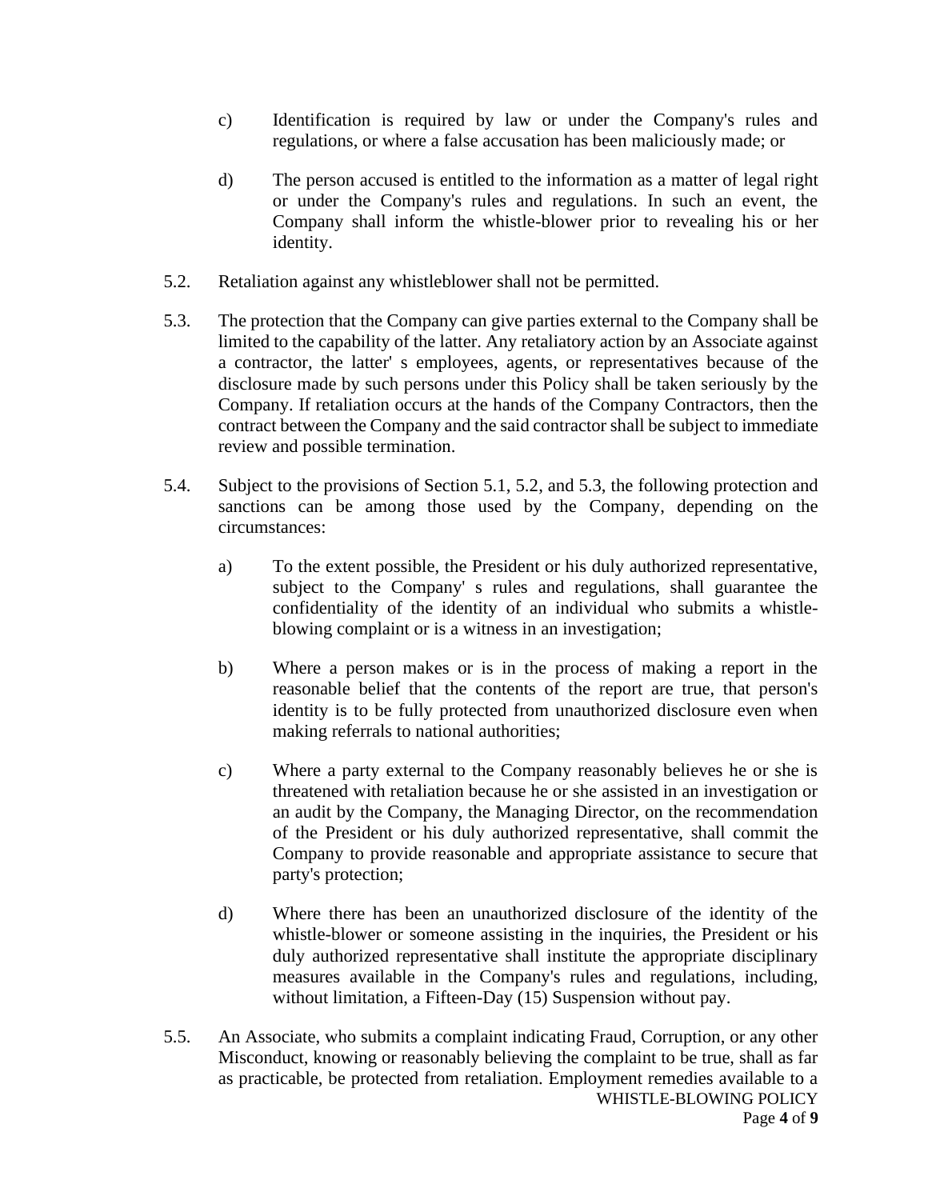c) Identification is required by law or under the Company's rules and regulations, or where a false accusation has been maliciously made; or

d) The person accused is entitled to the information as a matter of legal right or under the Company's rules and regulations. In such an event, the Company shall inform the whistle-blower prior to revealing his or her identity.

5.2. Retaliation against any whistleblower shall not be permitted.

5.3. The protection that the Company can give parties external to the Company shall be limited to the capability of the latter. Any retaliatory action by an Associate against a contractor, the latter' s employees, agents, or representatives because of the disclosure made by such persons under this Policy shall be taken seriously by the Company. If retaliation occurs at the hands of the Company Contractors, then the contract between the Company and the said contractor shall be subject to immediate review and possible termination.

5.4. Subject to the provisions of Section 5.1, 5.2, and 5.3, the following protection and sanctions can be among those used by the Company, depending on the circumstances:

a) To the extent possible, the President or his duly authorized representative, subject to the Company' s rules and regulations, shall guarantee the confidentiality of the identity of an individual who submits a whistle-blowing complaint or is a witness in an investigation;

b) Where a person makes or is in the process of making a report in the reasonable belief that the contents of the report are true, that person's identity is to be fully protected from unauthorized disclosure even when making referrals to national authorities;

c) Where a party external to the Company reasonably believes he or she is threatened with retaliation because he or she assisted in an investigation or an audit by the Company, the Managing Director, on the recommendation of the President or his duly authorized representative, shall commit the Company to provide reasonable and appropriate assistance to secure that party's protection;

d) Where there has been an unauthorized disclosure of the identity of the whistle-blower or someone assisting in the inquiries, the President or his duly authorized representative shall institute the appropriate disciplinary measures available in the Company's rules and regulations, including, without limitation, a Fifteen-Day (15) Suspension without pay.

5.5. An Associate, who submits a complaint indicating Fraud, Corruption, or any other Misconduct, knowing or reasonably believing the complaint to be true, shall as far as practicable, be protected from retaliation. Employment remedies available to a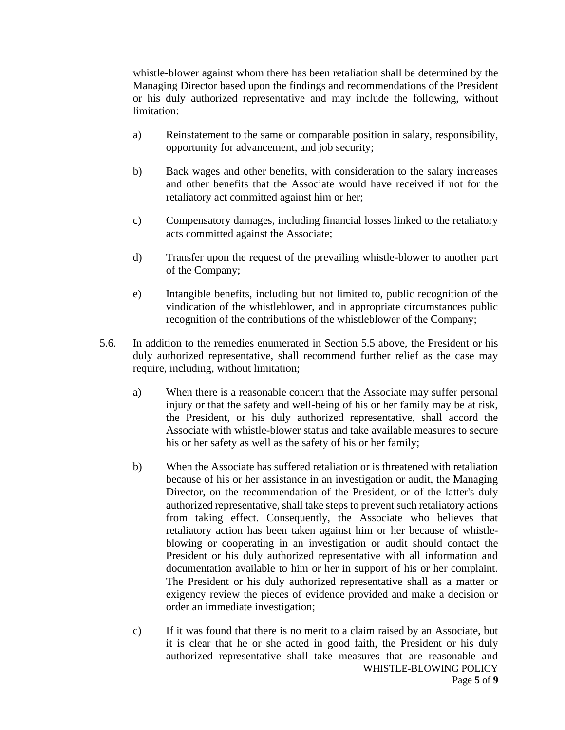whistle-blower against whom there has been retaliation shall be determined by the Managing Director based upon the findings and recommendations of the President or his duly authorized representative and may include the following, without limitation:

a) Reinstatement to the same or comparable position in salary, responsibility, opportunity for advancement, and job security;

b) Back wages and other benefits, with consideration to the salary increases and other benefits that the Associate would have received if not for the retaliatory act committed against him or her;

c) Compensatory damages, including financial losses linked to the retaliatory acts committed against the Associate;

d) Transfer upon the request of the prevailing whistle-blower to another part of the Company;

e) Intangible benefits, including but not limited to, public recognition of the vindication of the whistleblower, and in appropriate circumstances public recognition of the contributions of the whistleblower of the Company;

5.6. In addition to the remedies enumerated in Section 5.5 above, the President or his duly authorized representative, shall recommend further relief as the case may require, including, without limitation;

a) When there is a reasonable concern that the Associate may suffer personal injury or that the safety and well-being of his or her family may be at risk, the President, or his duly authorized representative, shall accord the Associate with whistle-blower status and take available measures to secure his or her safety as well as the safety of his or her family;

b) When the Associate has suffered retaliation or is threatened with retaliation because of his or her assistance in an investigation or audit, the Managing Director, on the recommendation of the President, or of the latter's duly authorized representative, shall take steps to prevent such retaliatory actions from taking effect. Consequently, the Associate who believes that retaliatory action has been taken against him or her because of whistle-blowing or cooperating in an investigation or audit should contact the President or his duly authorized representative with all information and documentation available to him or her in support of his or her complaint. The President or his duly authorized representative shall as a matter or exigency review the pieces of evidence provided and make a decision or order an immediate investigation;

c) If it was found that there is no merit to a claim raised by an Associate, but it is clear that he or she acted in good faith, the President or his duly authorized representative shall take measures that are reasonable and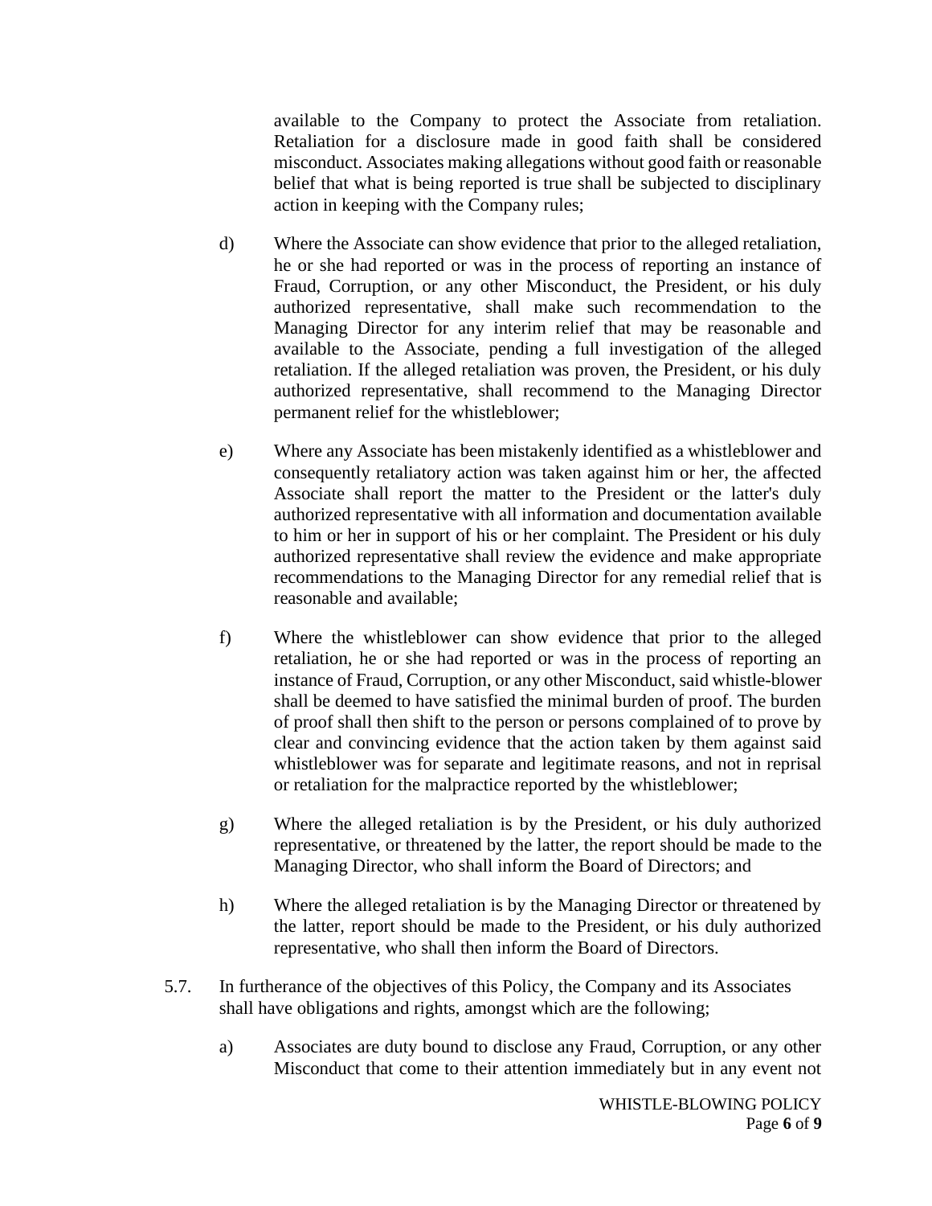available to the Company to protect the Associate from retaliation. Retaliation for a disclosure made in good faith shall be considered misconduct. Associates making allegations without good faith or reasonable belief that what is being reported is true shall be subjected to disciplinary action in keeping with the Company rules;

d) Where the Associate can show evidence that prior to the alleged retaliation, he or she had reported or was in the process of reporting an instance of Fraud, Corruption, or any other Misconduct, the President, or his duly authorized representative, shall make such recommendation to the Managing Director for any interim relief that may be reasonable and available to the Associate, pending a full investigation of the alleged retaliation. If the alleged retaliation was proven, the President, or his duly authorized representative, shall recommend to the Managing Director permanent relief for the whistleblower;

e) Where any Associate has been mistakenly identified as a whistleblower and consequently retaliatory action was taken against him or her, the affected Associate shall report the matter to the President or the latter's duly authorized representative with all information and documentation available to him or her in support of his or her complaint. The President or his duly authorized representative shall review the evidence and make appropriate recommendations to the Managing Director for any remedial relief that is reasonable and available;

f) Where the whistleblower can show evidence that prior to the alleged retaliation, he or she had reported or was in the process of reporting an instance of Fraud, Corruption, or any other Misconduct, said whistle-blower shall be deemed to have satisfied the minimal burden of proof. The burden of proof shall then shift to the person or persons complained of to prove by clear and convincing evidence that the action taken by them against said whistleblower was for separate and legitimate reasons, and not in reprisal or retaliation for the malpractice reported by the whistleblower;

g) Where the alleged retaliation is by the President, or his duly authorized representative, or threatened by the latter, the report should be made to the Managing Director, who shall inform the Board of Directors; and

h) Where the alleged retaliation is by the Managing Director or threatened by the latter, report should be made to the President, or his duly authorized representative, who shall then inform the Board of Directors.

5.7. In furtherance of the objectives of this Policy, the Company and its Associates shall have obligations and rights, amongst which are the following;

a) Associates are duty bound to disclose any Fraud, Corruption, or any other Misconduct that come to their attention immediately but in any event not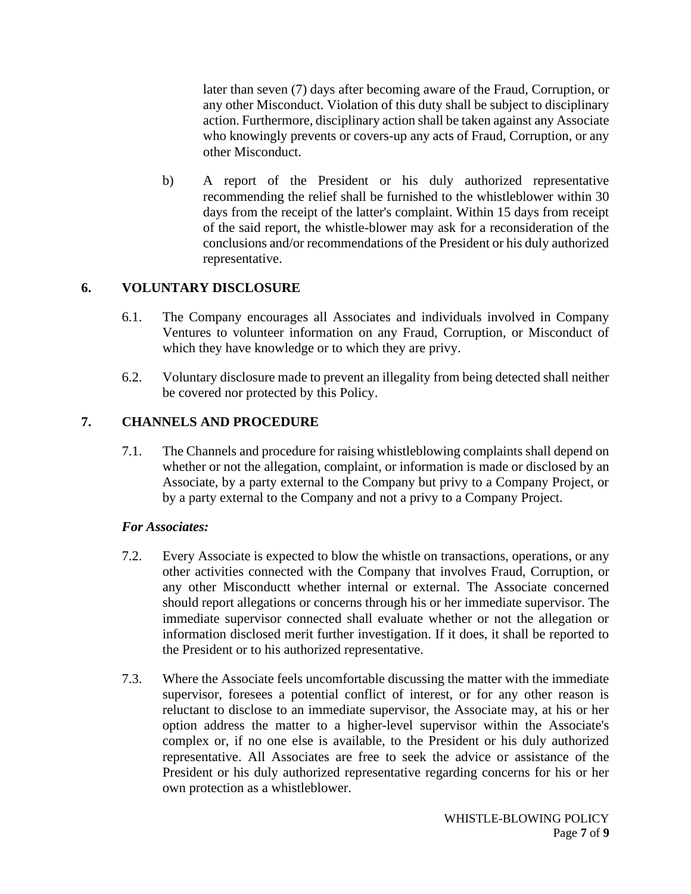later than seven (7) days after becoming aware of the Fraud, Corruption, or any other Misconduct. Violation of this duty shall be subject to disciplinary action. Furthermore, disciplinary action shall be taken against any Associate who knowingly prevents or covers-up any acts of Fraud, Corruption, or any other Misconduct.

b) A report of the President or his duly authorized representative recommending the relief shall be furnished to the whistleblower within 30 days from the receipt of the latter's complaint. Within 15 days from receipt of the said report, the whistle-blower may ask for a reconsideration of the conclusions and/or recommendations of the President or his duly authorized representative.

## 6. VOLUNTARY DISCLOSURE

6.1. The Company encourages all Associates and individuals involved in Company Ventures to volunteer information on any Fraud, Corruption, or Misconduct of which they have knowledge or to which they are privy.

6.2. Voluntary disclosure made to prevent an illegality from being detected shall neither be covered nor protected by this Policy.

## 7. CHANNELS AND PROCEDURE

7.1. The Channels and procedure for raising whistleblowing complaints shall depend on whether or not the allegation, complaint, or information is made or disclosed by an Associate, by a party external to the Company but privy to a Company Project, or by a party external to the Company and not a privy to a Company Project.

***For Associates:***

7.2. Every Associate is expected to blow the whistle on transactions, operations, or any other activities connected with the Company that involves Fraud, Corruption, or any other Misconductt whether internal or external. The Associate concerned should report allegations or concerns through his or her immediate supervisor. The immediate supervisor connected shall evaluate whether or not the allegation or information disclosed merit further investigation. If it does, it shall be reported to the President or to his authorized representative.

7.3. Where the Associate feels uncomfortable discussing the matter with the immediate supervisor, foresees a potential conflict of interest, or for any other reason is reluctant to disclose to an immediate supervisor, the Associate may, at his or her option address the matter to a higher-level supervisor within the Associate's complex or, if no one else is available, to the President or his duly authorized representative. All Associates are free to seek the advice or assistance of the President or his duly authorized representative regarding concerns for his or her own protection as a whistleblower.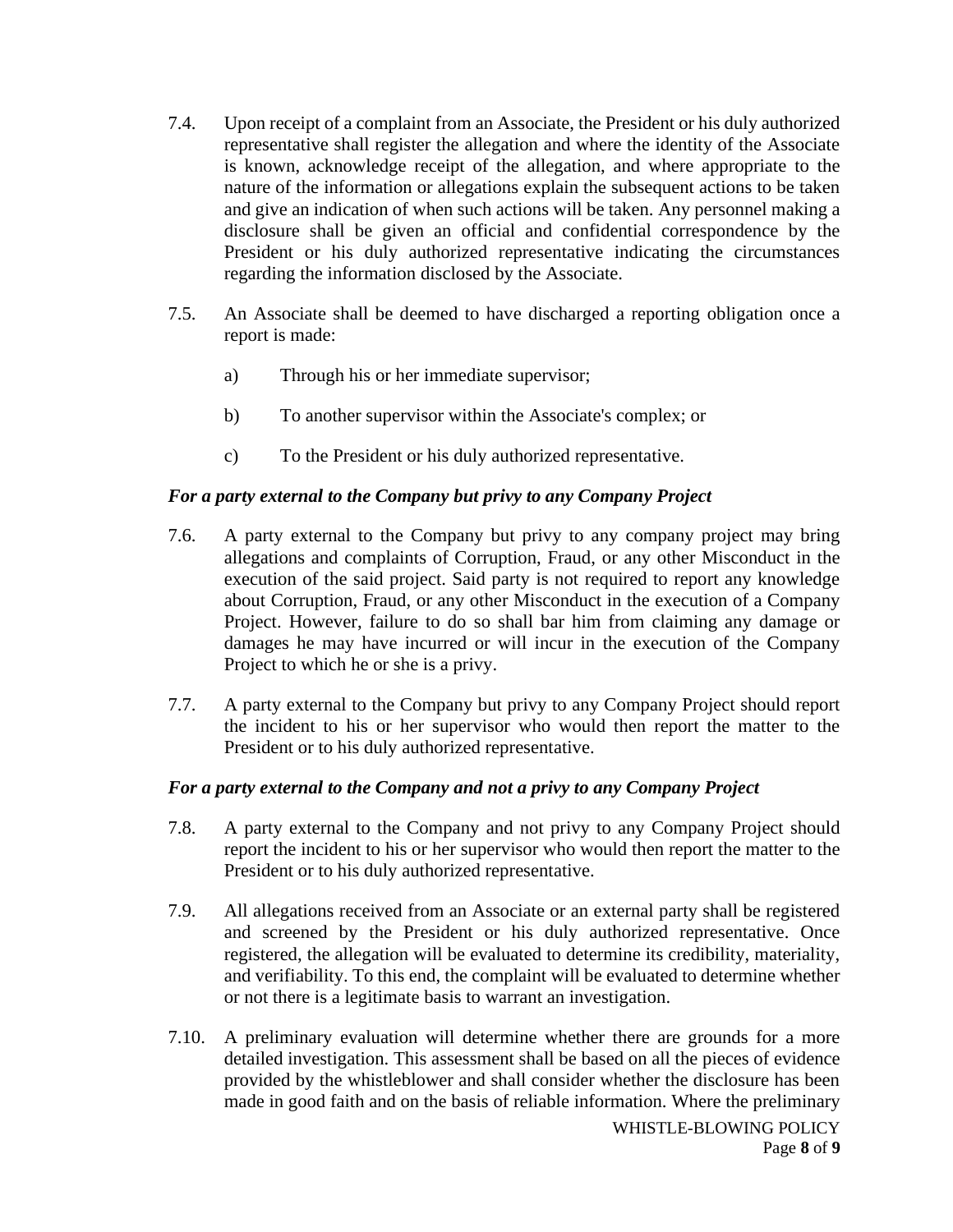7.4. Upon receipt of a complaint from an Associate, the President or his duly authorized representative shall register the allegation and where the identity of the Associate is known, acknowledge receipt of the allegation, and where appropriate to the nature of the information or allegations explain the subsequent actions to be taken and give an indication of when such actions will be taken. Any personnel making a disclosure shall be given an official and confidential correspondence by the President or his duly authorized representative indicating the circumstances regarding the information disclosed by the Associate.

7.5. An Associate shall be deemed to have discharged a reporting obligation once a report is made:

a) Through his or her immediate supervisor;

b) To another supervisor within the Associate's complex; or

c) To the President or his duly authorized representative.

***For a party external to the Company but privy to any Company Project***

7.6. A party external to the Company but privy to any company project may bring allegations and complaints of Corruption, Fraud, or any other Misconduct in the execution of the said project. Said party is not required to report any knowledge about Corruption, Fraud, or any other Misconduct in the execution of a Company Project. However, failure to do so shall bar him from claiming any damage or damages he may have incurred or will incur in the execution of the Company Project to which he or she is a privy.

7.7. A party external to the Company but privy to any Company Project should report the incident to his or her supervisor who would then report the matter to the President or to his duly authorized representative.

***For a party external to the Company and not a privy to any Company Project***

7.8. A party external to the Company and not privy to any Company Project should report the incident to his or her supervisor who would then report the matter to the President or to his duly authorized representative.

7.9. All allegations received from an Associate or an external party shall be registered and screened by the President or his duly authorized representative. Once registered, the allegation will be evaluated to determine its credibility, materiality, and verifiability. To this end, the complaint will be evaluated to determine whether or not there is a legitimate basis to warrant an investigation.

7.10. A preliminary evaluation will determine whether there are grounds for a more detailed investigation. This assessment shall be based on all the pieces of evidence provided by the whistleblower and shall consider whether the disclosure has been made in good faith and on the basis of reliable information. Where the preliminary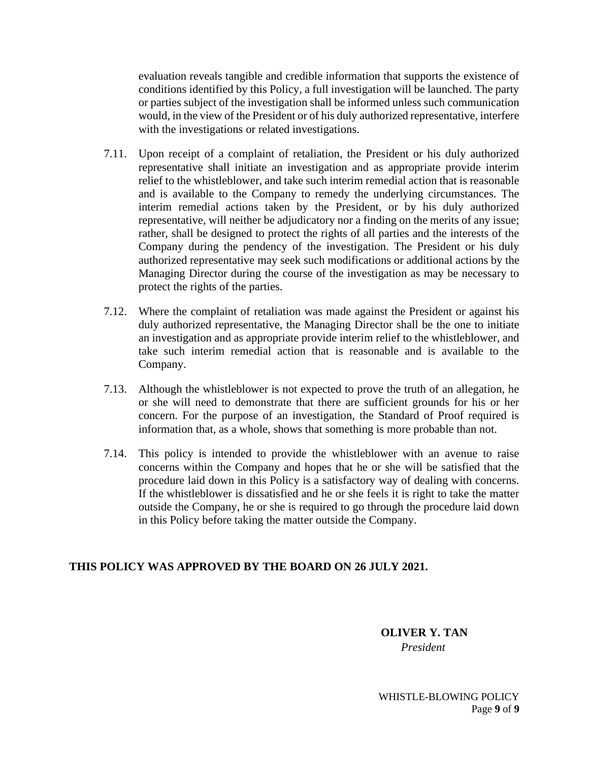evaluation reveals tangible and credible information that supports the existence of conditions identified by this Policy, a full investigation will be launched. The party or parties subject of the investigation shall be informed unless such communication would, in the view of the President or of his duly authorized representative, interfere with the investigations or related investigations.

7.11. Upon receipt of a complaint of retaliation, the President or his duly authorized representative shall initiate an investigation and as appropriate provide interim relief to the whistleblower, and take such interim remedial action that is reasonable and is available to the Company to remedy the underlying circumstances. The interim remedial actions taken by the President, or by his duly authorized representative, will neither be adjudicatory nor a finding on the merits of any issue; rather, shall be designed to protect the rights of all parties and the interests of the Company during the pendency of the investigation. The President or his duly authorized representative may seek such modifications or additional actions by the Managing Director during the course of the investigation as may be necessary to protect the rights of the parties.

7.12. Where the complaint of retaliation was made against the President or against his duly authorized representative, the Managing Director shall be the one to initiate an investigation and as appropriate provide interim relief to the whistleblower, and take such interim remedial action that is reasonable and is available to the Company.

7.13. Although the whistleblower is not expected to prove the truth of an allegation, he or she will need to demonstrate that there are sufficient grounds for his or her concern. For the purpose of an investigation, the Standard of Proof required is information that, as a whole, shows that something is more probable than not.

7.14. This policy is intended to provide the whistleblower with an avenue to raise concerns within the Company and hopes that he or she will be satisfied that the procedure laid down in this Policy is a satisfactory way of dealing with concerns. If the whistleblower is dissatisfied and he or she feels it is right to take the matter outside the Company, he or she is required to go through the procedure laid down in this Policy before taking the matter outside the Company.

**THIS POLICY WAS APPROVED BY THE BOARD ON 26 JULY 2021.**

**OLIVER Y. TAN**
*President*